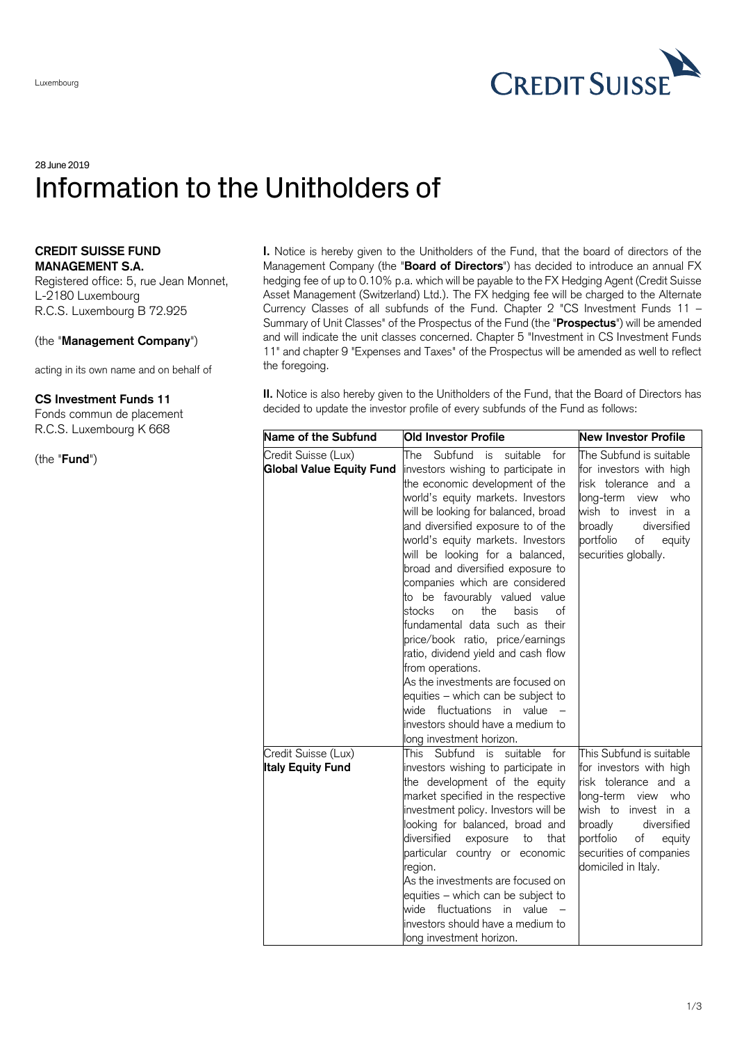Luxembourg

28 June 2019

# Information to the Unitholders of

**CREDIT SUISSE FUND MANAGEMENT S.A.**
Registered office: 5, rue Jean Monnet, L-2180 Luxembourg
R.C.S. Luxembourg B 72.925

(the "**Management Company**")

acting in its own name and on behalf of

**CS Investment Funds 11**
Fonds commun de placement
R.C.S. Luxembourg K 668

(the "**Fund**")

**I.** Notice is hereby given to the Unitholders of the Fund, that the board of directors of the Management Company (the "**Board of Directors**") has decided to introduce an annual FX hedging fee of up to 0.10% p.a. which will be payable to the FX Hedging Agent (Credit Suisse Asset Management (Switzerland) Ltd.). The FX hedging fee will be charged to the Alternate Currency Classes of all subfunds of the Fund. Chapter 2 "CS Investment Funds 11 – Summary of Unit Classes" of the Prospectus of the Fund (the "**Prospectus**") will be amended and will indicate the unit classes concerned. Chapter 5 "Investment in CS Investment Funds 11" and chapter 9 "Expenses and Taxes" of the Prospectus will be amended as well to reflect the foregoing.

**II.** Notice is also hereby given to the Unitholders of the Fund, that the Board of Directors has decided to update the investor profile of every subfunds of the Fund as follows:

| Name of the Subfund | Old Investor Profile | New Investor Profile |
|---|---|---|
| Credit Suisse (Lux) **Global Value Equity Fund** | The Subfund is suitable for investors wishing to participate in the economic development of the world's equity markets. Investors will be looking for balanced, broad and diversified exposure to of the world's equity markets. Investors will be looking for a balanced, broad and diversified exposure to companies which are considered to be favourably valued value stocks on the basis of fundamental data such as their price/book ratio, price/earnings ratio, dividend yield and cash flow from operations.<br>As the investments are focused on equities – which can be subject to wide fluctuations in value – investors should have a medium to long investment horizon. | The Subfund is suitable for investors with high risk tolerance and a long-term view who wish to invest in a broadly diversified portfolio of equity securities globally. |
| Credit Suisse (Lux) **Italy Equity Fund** | This Subfund is suitable for investors wishing to participate in the development of the equity market specified in the respective investment policy. Investors will be looking for balanced, broad and diversified exposure to that particular country or economic region.<br>As the investments are focused on equities – which can be subject to wide fluctuations in value – investors should have a medium to long investment horizon. | This Subfund is suitable for investors with high risk tolerance and a long-term view who wish to invest in a broadly diversified portfolio of equity securities of companies domiciled in Italy. |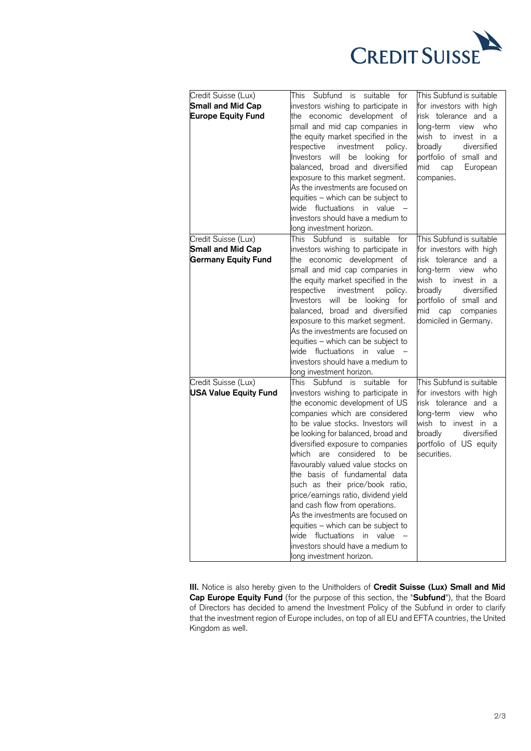| | | |
|---|---|---|
| Credit Suisse (Lux) **Small and Mid Cap Europe Equity Fund** | This Subfund is suitable for investors wishing to participate in the economic development of small and mid cap companies in the equity market specified in the respective investment policy. Investors will be looking for balanced, broad and diversified exposure to this market segment. As the investments are focused on equities – which can be subject to wide fluctuations in value – investors should have a medium to long investment horizon. | This Subfund is suitable for investors with high risk tolerance and a long-term view who wish to invest in a broadly diversified portfolio of small and mid cap European companies. |
| Credit Suisse (Lux) **Small and Mid Cap Germany Equity Fund** | This Subfund is suitable for investors wishing to participate in the economic development of small and mid cap companies in the equity market specified in the respective investment policy. Investors will be looking for balanced, broad and diversified exposure to this market segment. As the investments are focused on equities – which can be subject to wide fluctuations in value – investors should have a medium to long investment horizon. | This Subfund is suitable for investors with high risk tolerance and a long-term view who wish to invest in a broadly diversified portfolio of small and mid cap companies domiciled in Germany. |
| Credit Suisse (Lux) **USA Value Equity Fund** | This Subfund is suitable for investors wishing to participate in the economic development of US companies which are considered to be value stocks. Investors will be looking for balanced, broad and diversified exposure to companies which are considered to be favourably valued value stocks on the basis of fundamental data such as their price/book ratio, price/earnings ratio, dividend yield and cash flow from operations. As the investments are focused on equities – which can be subject to wide fluctuations in value – investors should have a medium to long investment horizon. | This Subfund is suitable for investors with high risk tolerance and a long-term view who wish to invest in a broadly diversified portfolio of US equity securities. |

**III.** Notice is also hereby given to the Unitholders of **Credit Suisse (Lux) Small and Mid Cap Europe Equity Fund** (for the purpose of this section, the "**Subfund**"), that the Board of Directors has decided to amend the Investment Policy of the Subfund in order to clarify that the investment region of Europe includes, on top of all EU and EFTA countries, the United Kingdom as well.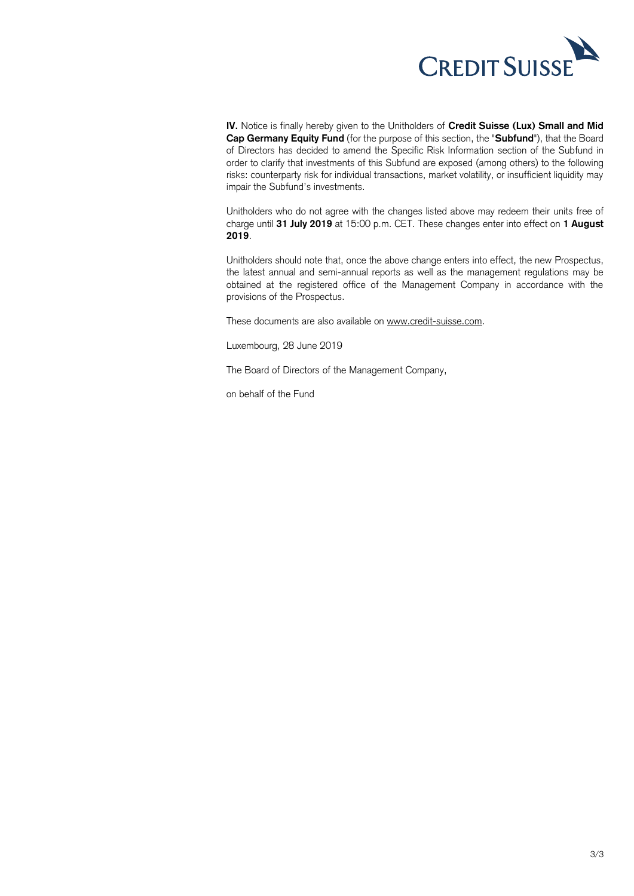**IV.** Notice is finally hereby given to the Unitholders of **Credit Suisse (Lux) Small and Mid Cap Germany Equity Fund** (for the purpose of this section, the "**Subfund**"), that the Board of Directors has decided to amend the Specific Risk Information section of the Subfund in order to clarify that investments of this Subfund are exposed (among others) to the following risks: counterparty risk for individual transactions, market volatility, or insufficient liquidity may impair the Subfund's investments.

Unitholders who do not agree with the changes listed above may redeem their units free of charge until **31 July 2019** at 15:00 p.m. CET. These changes enter into effect on **1 August 2019**.

Unitholders should note that, once the above change enters into effect, the new Prospectus, the latest annual and semi-annual reports as well as the management regulations may be obtained at the registered office of the Management Company in accordance with the provisions of the Prospectus.

These documents are also available on www.credit-suisse.com.

Luxembourg, 28 June 2019

The Board of Directors of the Management Company,

on behalf of the Fund